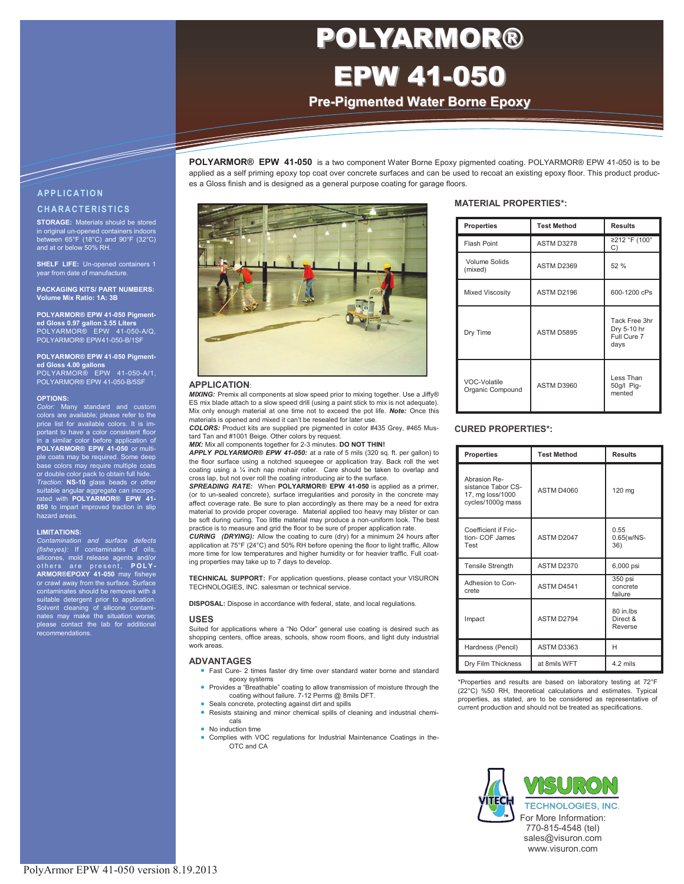# POLYARMOR®

# EPW 41-050

## Pre-Pigmented Water Borne Epoxy

**POLYARMOR® EPW 41-050** is a two component Water Borne Epoxy pigmented coating. POLYARMOR® EPW 41-050 is to be applied as a self priming epoxy top coat over concrete surfaces and can be used to recoat an existing epoxy floor. This product produces a Gloss finish and is designed as a general purpose coating for garage floors.

## APPLICATION CHARACTERISTICS

**STORAGE:** Materials should be stored in original un-opened containers indoors between 65°F (18°C) and 90°F (32°C) and at or below 50% RH.

**SHELF LIFE:** Un-opened containers 1 year from date of manufacture.

**PACKAGING KITS/ PART NUMBERS: Volume Mix Ratio: 1A: 3B**

**POLYARMOR® EPW 41-050 Pigmented Gloss 0.97 gallon 3.55 Liters**
POLYARMOR® EPW 41-050-A/Q, POLYARMOR® EPW41-050-B/1SF

**POLYARMOR® EPW 41-050 Pigmented Gloss 4.00 gallons**
POLYARMOR® EPW 41-050-A/1, POLYARMOR® EPW 41-050-B/5SF

**OPTIONS:**
*Color:* Many standard and custom colors are available; please refer to the price list for available colors. It is important to have a color consistent floor in a similar color before application of **POLYARMOR® EPW 41-050** or multiple coats may be required. Some deep base colors may require multiple coats or double color pack to obtain full hide.
*Traction:* **NS-10** glass beads or other suitable angular aggregate can incorporated with **POLYARMOR® EPW 41-050** to impart improved traction in slip hazard areas.

**LIMITATIONS:**
*Contamination and surface defects (fisheyes):* If contaminates of oils, silicones, mold release agents and/or others are present, **POLYARMOR®EPOXY 41-050** may fisheye or crawl away from the surface. Surface contaminates should be removes with a suitable detergent prior to application. Solvent cleaning of silicone contaminates may make the situation worse; please contact the lab for additional recommendations.

## APPLICATION:

***MIXING:*** Premix all components at slow speed prior to mixing together. Use a Jiffy® ES mix blade attach to a slow speed drill (using a paint stick to mix is not adequate). Mix only enough material at one time not to exceed the pot life. ***Note:*** Once this materials is opened and mixed it can't be resealed for later use.

***COLORS:*** Product kits are supplied pre pigmented in color #435 Grey, #465 Mustard Tan and #1001 Beige. Other colors by request.

***MIX:*** Mix all components together for 2-3 minutes. **DO NOT THIN!**

***APPLY POLYARMOR® EPW 41-050:*** at a rate of 5 mils (320 sq. ft. per gallon) to the floor surface using a notched squeegee or application tray. Back roll the wet coating using a ¼ inch nap mohair roller. Care should be taken to overlap and cross lap, but not over roll the coating introducing air to the surface.

***SPREADING RATE:*** When **POLYARMOR® EPW 41-050** is applied as a primer, (or to un-sealed concrete), surface irregularities and porosity in the concrete may affect coverage rate. Be sure to plan accordingly as there may be a need for extra material to provide proper coverage. Material applied too heavy may blister or can be soft during curing. Too little material may produce a non-uniform look. The best practice is to measure and grid the floor to be sure of proper application rate.

***CURING (DRYING):*** Allow the coating to cure (dry) for a minimum 24 hours after application at 75°F (24°C) and 50% RH before opening the floor to light traffic, Allow more time for low temperatures and higher humidity or for heavier traffic. Full coating properties may take up to 7 days to develop.

**TECHNICAL SUPPORT:** For application questions, please contact your VISURON TECHNOLOGIES, INC. salesman or technical service.

**DISPOSAL:** Dispose in accordance with federal, state, and local regulations.

## USES

Suited for applications where a "No Odor" general use coating is desired such as shopping centers, office areas, schools, show room floors, and light duty industrial work areas.

## ADVANTAGES

- Fast Cure- 2 times faster dry time over standard water borne and standard epoxy systems
- Provides a "Breathable" coating to allow transmission of moisture through the coating without failure. 7-12 Perms @ 8mils DFT.
- Seals concrete, protecting against dirt and spills
- Resists staining and minor chemical spills of cleaning and industrial chemicals
- No induction time
- Complies with VOC regulations for Industrial Maintenance Coatings in the OTC and CA

## MATERIAL PROPERTIES*:

| Properties | Test Method | Results |
|---|---|---|
| Flash Point | ASTM D3278 | ≥212 °F (100° C) |
| Volume Solids (mixed) | ASTM D2369 | 52 % |
| Mixed Viscosity | ASTM D2196 | 600-1200 cPs |
| Dry Time | ASTM D5895 | Tack Free 3hr Dry 5-10 hr Full Cure 7 days |
| VOC-Volatile Organic Compound | ASTM D3960 | Less Than 50g/l Pigmented |

## CURED PROPERTIES*:

| Properties | Test Method | Results |
|---|---|---|
| Abrasion Resistance Tabor CS-17, mg loss/1000 cycles/1000g mass | ASTM D4060 | 120 mg |
| Coefficient if Friction- COF James Test | ASTM D2047 | 0.55 0.65(w/NS-36) |
| Tensile Strength | ASTM D2370 | 6,000 psi |
| Adhesion to Concrete | ASTM D4541 | 350 psi concrete failure |
| Impact | ASTM D2794 | 80 in.lbs Direct & Reverse |
| Hardness (Pencil) | ASTM D3363 | H |
| Dry Film Thickness | at 8mils WFT | 4.2 mils |

*Properties and results are based on laboratory testing at 72°F (22°C) %50 RH, theoretical calculations and estimates. Typical properties, as stated, are to be considered as representative of current production and should not be treated as specifications.

VISURON TECHNOLOGIES, INC.
For More Information:
770-815-4548 (tel)
sales@visuron.com
www.visuron.com

PolyArmor EPW 41-050 version 8.19.2013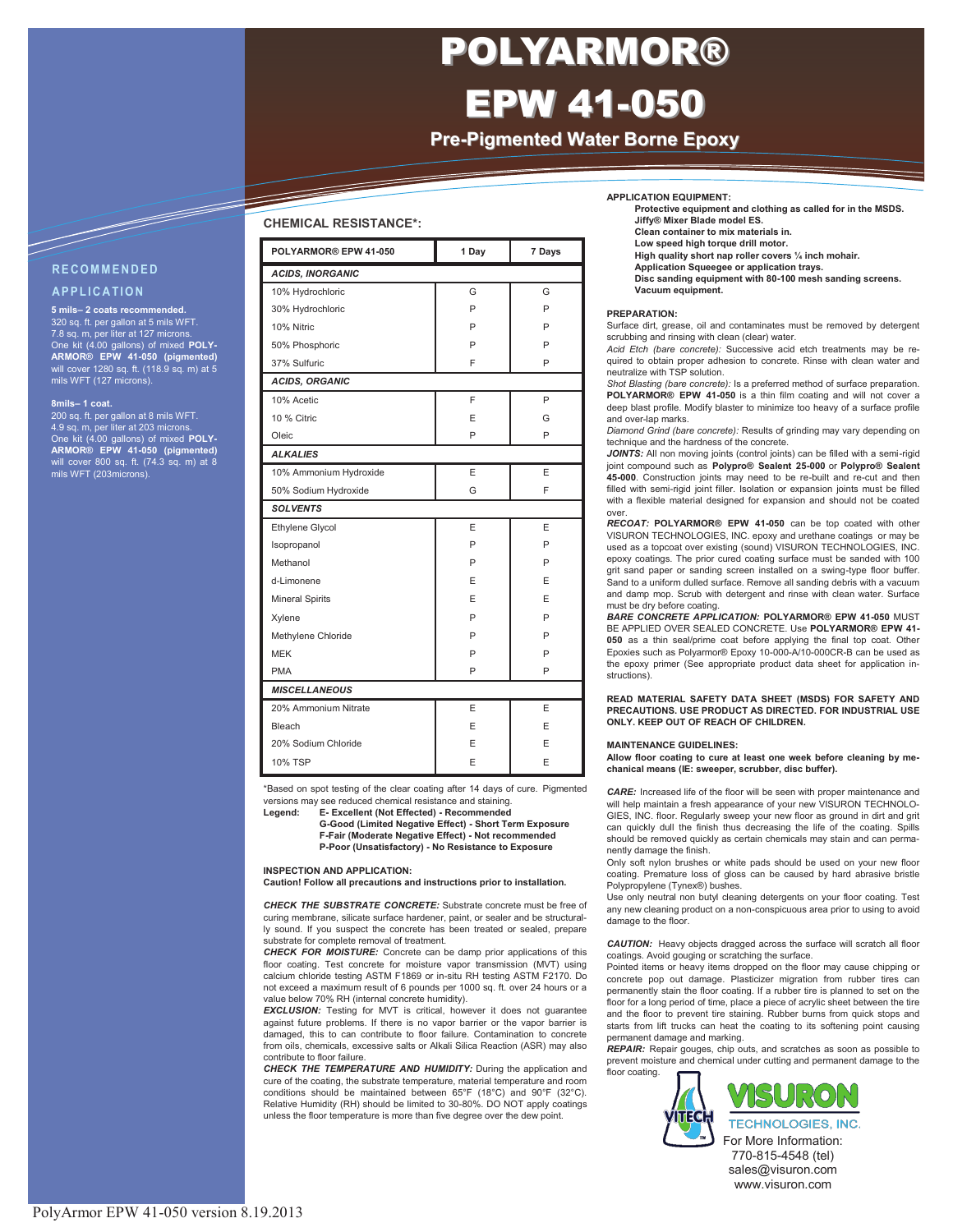# POLYARMOR®

# EPW 41-050

## Pre-Pigmented Water Borne Epoxy

## RECOMMENDED APPLICATION

**5 mils– 2 coats recommended.**
320 sq. ft. per gallon at 5 mils WFT.
7.8 sq. m, per liter at 127 microns.
One kit (4.00 gallons) of mixed **POLY-ARMOR® EPW 41-050 (pigmented)** will cover 1280 sq. ft. (118.9 sq. m) at 5 mils WFT (127 microns).

**8mils– 1 coat.**
200 sq. ft. per gallon at 8 mils WFT.
4.9 sq. m, per liter at 203 microns.
One kit (4.00 gallons) of mixed **POLY-ARMOR® EPW 41-050 (pigmented)** will cover 800 sq. ft. (74.3 sq. m) at 8 mils WFT (203microns).

## CHEMICAL RESISTANCE*:

| POLYARMOR® EPW 41-050 | 1 Day | 7 Days |
|---|---|---|
| ***ACIDS, INORGANIC*** | | |
| 10% Hydrochloric | G | G |
| 30% Hydrochloric | P | P |
| 10% Nitric | P | P |
| 50% Phosphoric | P | P |
| 37% Sulfuric | F | P |
| ***ACIDS, ORGANIC*** | | |
| 10% Acetic | F | P |
| 10 % Citric | E | G |
| Oleic | P | P |
| ***ALKALIES*** | | |
| 10% Ammonium Hydroxide | E | E |
| 50% Sodium Hydroxide | G | F |
| ***SOLVENTS*** | | |
| Ethylene Glycol | E | E |
| Isopropanol | P | P |
| Methanol | P | P |
| d-Limonene | E | E |
| Mineral Spirits | E | E |
| Xylene | P | P |
| Methylene Chloride | P | P |
| MEK | P | P |
| PMA | P | P |
| ***MISCELLANEOUS*** | | |
| 20% Ammonium Nitrate | E | E |
| Bleach | E | E |
| 20% Sodium Chloride | E | E |
| 10% TSP | E | E |

*Based on spot testing of the clear coating after 14 days of cure. Pigmented versions may see reduced chemical resistance and staining.

**Legend:**
**E- Excellent (Not Effected) - Recommended**
**G-Good (Limited Negative Effect) - Short Term Exposure**
**F-Fair (Moderate Negative Effect) - Not recommended**
**P-Poor (Unsatisfactory) - No Resistance to Exposure**

**INSPECTION AND APPLICATION:**
**Caution! Follow all precautions and instructions prior to installation.**

***CHECK THE SUBSTRATE CONCRETE:*** Substrate concrete must be free of curing membrane, silicate surface hardener, paint, or sealer and be structurally sound. If you suspect the concrete has been treated or sealed, prepare substrate for complete removal of treatment.
***CHECK FOR MOISTURE:*** Concrete can be damp prior applications of this floor coating. Test concrete for moisture vapor transmission (MVT) using calcium chloride testing ASTM F1869 or in-situ RH testing ASTM F2170. Do not exceed a maximum result of 6 pounds per 1000 sq. ft. over 24 hours or a value below 70% RH (internal concrete humidity).
***EXCLUSION:*** Testing for MVT is critical, however it does not guarantee against future problems. If there is no vapor barrier or the vapor barrier is damaged, this to can contribute to floor failure. Contamination to concrete from oils, chemicals, excessive salts or Alkali Silica Reaction (ASR) may also contribute to floor failure.
***CHECK THE TEMPERATURE AND HUMIDITY:*** During the application and cure of the coating, the substrate temperature, material temperature and room conditions should be maintained between 65°F (18°C) and 90°F (32°C). Relative Humidity (RH) should be limited to 30-80%. DO NOT apply coatings unless the floor temperature is more than five degree over the dew point.

**APPLICATION EQUIPMENT:**
- **Protective equipment and clothing as called for in the MSDS.**
- **Jiffy® Mixer Blade model ES.**
- **Clean container to mix materials in.**
- **Low speed high torque drill motor.**
- **High quality short nap roller covers ¼ inch mohair.**
- **Application Squeegee or application trays.**
- **Disc sanding equipment with 80-100 mesh sanding screens.**
- **Vacuum equipment.**

**PREPARATION:**
Surface dirt, grease, oil and contaminates must be removed by detergent scrubbing and rinsing with clean (clear) water.
*Acid Etch (bare concrete):* Successive acid etch treatments may be required to obtain proper adhesion to concrete. Rinse with clean water and neutralize with TSP solution.
*Shot Blasting (bare concrete):* Is a preferred method of surface preparation. **POLYARMOR® EPW 41-050** is a thin film coating and will not cover a deep blast profile. Modify blaster to minimize too heavy of a surface profile and over-lap marks.
*Diamond Grind (bare concrete):* Results of grinding may vary depending on technique and the hardness of the concrete.
***JOINTS:*** All non moving joints (control joints) can be filled with a semi-rigid joint compound such as **Polypro® Sealent 25-000** or **Polypro® Sealent 45-000**. Construction joints may need to be re-built and re-cut and then filled with semi-rigid joint filler. Isolation or expansion joints must be filled with a flexible material designed for expansion and should not be coated over.
***RECOAT:*** **POLYARMOR® EPW 41-050** can be top coated with other VISURON TECHNOLOGIES, INC. epoxy and urethane coatings or may be used as a topcoat over existing (sound) VISURON TECHNOLOGIES, INC. epoxy coatings. The prior cured coating surface must be sanded with 100 grit sand paper or sanding screen installed on a swing-type floor buffer. Sand to a uniform dulled surface. Remove all sanding debris with a vacuum and damp mop. Scrub with detergent and rinse with clean water. Surface must be dry before coating.
***BARE CONCRETE APPLICATION:*** **POLYARMOR® EPW 41-050** MUST BE APPLIED OVER SEALED CONCRETE. Use **POLYARMOR® EPW 41-050** as a thin seal/prime coat before applying the final top coat. Other Epoxies such as Polyarmor® Epoxy 10-000-A/10-000CR-B can be used as the epoxy primer (See appropriate product data sheet for application instructions).

**READ MATERIAL SAFETY DATA SHEET (MSDS) FOR SAFETY AND PRECAUTIONS. USE PRODUCT AS DIRECTED. FOR INDUSTRIAL USE ONLY. KEEP OUT OF REACH OF CHILDREN.**

**MAINTENANCE GUIDELINES:**
**Allow floor coating to cure at least one week before cleaning by mechanical means (IE: sweeper, scrubber, disc buffer).**

***CARE:*** Increased life of the floor will be seen with proper maintenance and will help maintain a fresh appearance of your new VISURON TECHNOLOGIES, INC. floor. Regularly sweep your new floor as ground in dirt and grit can quickly dull the finish thus decreasing the life of the coating. Spills should be removed quickly as certain chemicals may stain and can permanently damage the finish.
Only soft nylon brushes or white pads should be used on your new floor coating. Premature loss of gloss can be caused by hard abrasive bristle Polypropylene (Tynex®) bushes.
Use only neutral non butyl cleaning detergents on your floor coating. Test any new cleaning product on a non-conspicuous area prior to using to avoid damage to the floor.

***CAUTION:*** Heavy objects dragged across the surface will scratch all floor coatings. Avoid gouging or scratching the surface.
Pointed items or heavy items dropped on the floor may cause chipping or concrete pop out damage. Plasticizer migration from rubber tires can permanently stain the floor coating. If a rubber tire is planned to set on the floor for a long period of time, place a piece of acrylic sheet between the tire and the floor to prevent tire staining. Rubber burns from quick stops and starts from lift trucks can heat the coating to its softening point causing permanent damage and marking.
***REPAIR:*** Repair gouges, chip outs, and scratches as soon as possible to prevent moisture and chemical under cutting and permanent damage to the floor coating.

VITECH VISURON TECHNOLOGIES, INC.
For More Information:
770-815-4548 (tel)
sales@visuron.com
www.visuron.com

PolyArmor EPW 41-050 version 8.19.2013